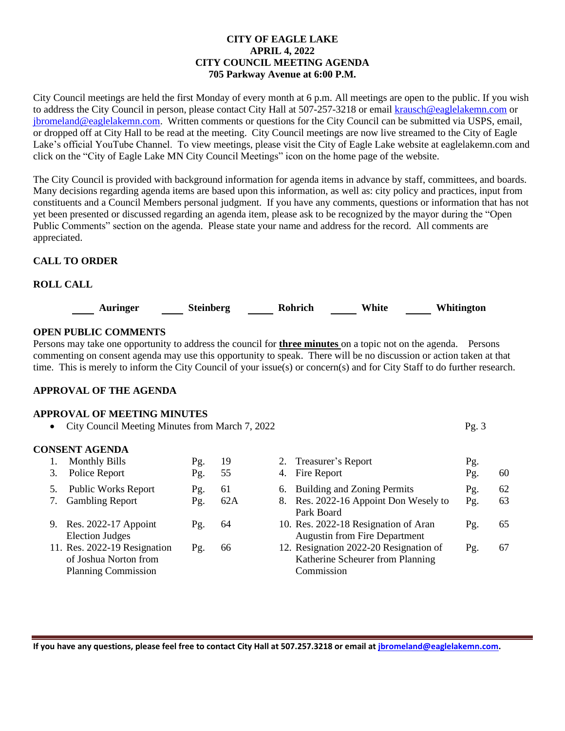**CITY OF EAGLE LAKE**
**APRIL 4, 2022**
**CITY COUNCIL MEETING AGENDA**
**705 Parkway Avenue at 6:00 P.M.**

City Council meetings are held the first Monday of every month at 6 p.m. All meetings are open to the public. If you wish to address the City Council in person, please contact City Hall at 507-257-3218 or email krausch@eaglelakemn.com or jbromeland@eaglelakemn.com. Written comments or questions for the City Council can be submitted via USPS, email, or dropped off at City Hall to be read at the meeting. City Council meetings are now live streamed to the City of Eagle Lake's official YouTube Channel. To view meetings, please visit the City of Eagle Lake website at eaglelakemn.com and click on the "City of Eagle Lake MN City Council Meetings" icon on the home page of the website.

The City Council is provided with background information for agenda items in advance by staff, committees, and boards. Many decisions regarding agenda items are based upon this information, as well as: city policy and practices, input from constituents and a Council Members personal judgment. If you have any comments, questions or information that has not yet been presented or discussed regarding an agenda item, please ask to be recognized by the mayor during the "Open Public Comments" section on the agenda. Please state your name and address for the record. All comments are appreciated.

**CALL TO ORDER**

**ROLL CALL**

____ **Auringer** ____ **Steinberg** ____ **Rohrich** ____ **White** ____ **Whitington**

**OPEN PUBLIC COMMENTS**

Persons may take one opportunity to address the council for **three minutes** on a topic not on the agenda. Persons commenting on consent agenda may use this opportunity to speak. There will be no discussion or action taken at that time. This is merely to inform the City Council of your issue(s) or concern(s) and for City Staff to do further research.

**APPROVAL OF THE AGENDA**

**APPROVAL OF MEETING MINUTES**

- City Council Meeting Minutes from March 7, 2022 Pg. 3

**CONSENT AGENDA**

| Item | | | Item | | |
|---|---|---|---|---|---|
| 1. Monthly Bills | Pg. | 19 | 2. Treasurer's Report | Pg. | |
| 3. Police Report | Pg. | 55 | 4. Fire Report | Pg. | 60 |
| 5. Public Works Report | Pg. | 61 | 6. Building and Zoning Permits | Pg. | 62 |
| 7. Gambling Report | Pg. | 62A | 8. Res. 2022-16 Appoint Don Wesely to Park Board | Pg. | 63 |
| 9. Res. 2022-17 Appoint Election Judges | Pg. | 64 | 10. Res. 2022-18 Resignation of Aran Augustin from Fire Department | Pg. | 65 |
| 11. Res. 2022-19 Resignation of Joshua Norton from Planning Commission | Pg. | 66 | 12. Resignation 2022-20 Resignation of Katherine Scheurer from Planning Commission | Pg. | 67 |

**If you have any questions, please feel free to contact City Hall at 507.257.3218 or email at jbromeland@eaglelakemn.com.**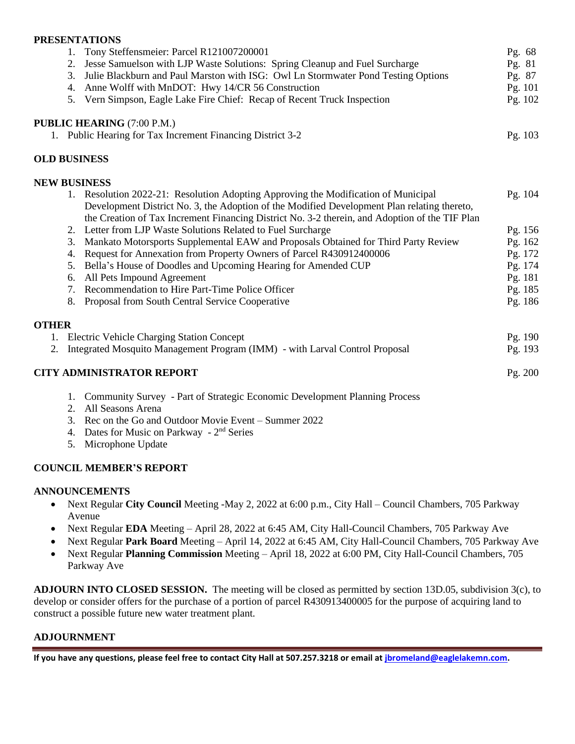**PRESENTATIONS**

1. Tony Steffensmeier: Parcel R121007200001 Pg. 68
2. Jesse Samuelson with LJP Waste Solutions: Spring Cleanup and Fuel Surcharge Pg. 81
3. Julie Blackburn and Paul Marston with ISG: Owl Ln Stormwater Pond Testing Options Pg. 87
4. Anne Wolff with MnDOT: Hwy 14/CR 56 Construction Pg. 101
5. Vern Simpson, Eagle Lake Fire Chief: Recap of Recent Truck Inspection Pg. 102

**PUBLIC HEARING** (7:00 P.M.)

1. Public Hearing for Tax Increment Financing District 3-2 Pg. 103

**OLD BUSINESS**

**NEW BUSINESS**

1. Resolution 2022-21: Resolution Adopting Approving the Modification of Municipal Development District No. 3, the Adoption of the Modified Development Plan relating thereto, the Creation of Tax Increment Financing District No. 3-2 therein, and Adoption of the TIF Plan Pg. 104
2. Letter from LJP Waste Solutions Related to Fuel Surcharge Pg. 156
3. Mankato Motorsports Supplemental EAW and Proposals Obtained for Third Party Review Pg. 162
4. Request for Annexation from Property Owners of Parcel R430912400006 Pg. 172
5. Bella's House of Doodles and Upcoming Hearing for Amended CUP Pg. 174
6. All Pets Impound Agreement Pg. 181
7. Recommendation to Hire Part-Time Police Officer Pg. 185
8. Proposal from South Central Service Cooperative Pg. 186

**OTHER**

1. Electric Vehicle Charging Station Concept Pg. 190
2. Integrated Mosquito Management Program (IMM) - with Larval Control Proposal Pg. 193

**CITY ADMINISTRATOR REPORT** Pg. 200

1. Community Survey - Part of Strategic Economic Development Planning Process
2. All Seasons Arena
3. Rec on the Go and Outdoor Movie Event – Summer 2022
4. Dates for Music on Parkway - 2nd Series
5. Microphone Update

**COUNCIL MEMBER'S REPORT**

**ANNOUNCEMENTS**

- Next Regular **City Council** Meeting -May 2, 2022 at 6:00 p.m., City Hall – Council Chambers, 705 Parkway Avenue
- Next Regular **EDA** Meeting – April 28, 2022 at 6:45 AM, City Hall-Council Chambers, 705 Parkway Ave
- Next Regular **Park Board** Meeting – April 14, 2022 at 6:45 AM, City Hall-Council Chambers, 705 Parkway Ave
- Next Regular **Planning Commission** Meeting – April 18, 2022 at 6:00 PM, City Hall-Council Chambers, 705 Parkway Ave

**ADJOURN INTO CLOSED SESSION.** The meeting will be closed as permitted by section 13D.05, subdivision 3(c), to develop or consider offers for the purchase of a portion of parcel R430913400005 for the purpose of acquiring land to construct a possible future new water treatment plant.

**ADJOURNMENT**

**If you have any questions, please feel free to contact City Hall at 507.257.3218 or email at jbromeland@eaglelakemn.com.**